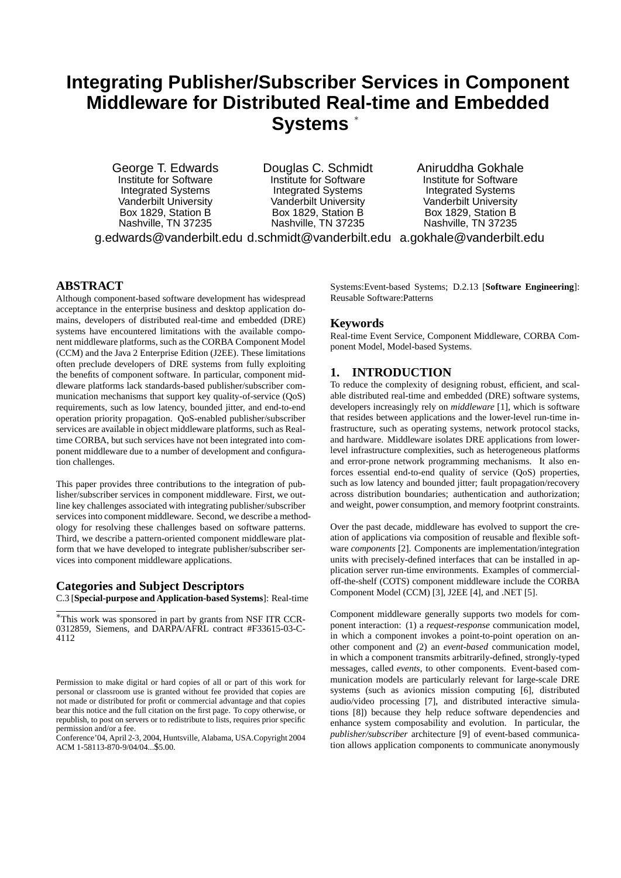# Integrating Publisher/Subscriber Services in Component Middleware for Distributed Real-time and Embedded Systems *

George T. Edwards
Institute for Software Integrated Systems
Vanderbilt University
Box 1829, Station B
Nashville, TN 37235
g.edwards@vanderbilt.edu

Douglas C. Schmidt
Institute for Software Integrated Systems
Vanderbilt University
Box 1829, Station B
Nashville, TN 37235
d.schmidt@vanderbilt.edu

Aniruddha Gokhale
Institute for Software Integrated Systems
Vanderbilt University
Box 1829, Station B
Nashville, TN 37235
a.gokhale@vanderbilt.edu

## ABSTRACT

Although component-based software development has widespread acceptance in the enterprise business and desktop application domains, developers of distributed real-time and embedded (DRE) systems have encountered limitations with the available component middleware platforms, such as the CORBA Component Model (CCM) and the Java 2 Enterprise Edition (J2EE). These limitations often preclude developers of DRE systems from fully exploiting the benefits of component software. In particular, component middleware platforms lack standards-based publisher/subscriber communication mechanisms that support key quality-of-service (QoS) requirements, such as low latency, bounded jitter, and end-to-end operation priority propagation. QoS-enabled publisher/subscriber services are available in object middleware platforms, such as Real-time CORBA, but such services have not been integrated into component middleware due to a number of development and configuration challenges.

This paper provides three contributions to the integration of publisher/subscriber services in component middleware. First, we outline key challenges associated with integrating publisher/subscriber services into component middleware. Second, we describe a methodology for resolving these challenges based on software patterns. Third, we describe a pattern-oriented component middleware platform that we have developed to integrate publisher/subscriber services into component middleware applications.

## Categories and Subject Descriptors

C.3 [**Special-purpose and Application-based Systems**]: Real-time Systems:Event-based Systems; D.2.13 [**Software Engineering**]: Reusable Software:Patterns

## Keywords

Real-time Event Service, Component Middleware, CORBA Component Model, Model-based Systems.

## 1. INTRODUCTION

To reduce the complexity of designing robust, efficient, and scalable distributed real-time and embedded (DRE) software systems, developers increasingly rely on *middleware* [1], which is software that resides between applications and the lower-level run-time infrastructure, such as operating systems, network protocol stacks, and hardware. Middleware isolates DRE applications from lower-level infrastructure complexities, such as heterogeneous platforms and error-prone network programming mechanisms. It also enforces essential end-to-end quality of service (QoS) properties, such as low latency and bounded jitter; fault propagation/recovery across distribution boundaries; authentication and authorization; and weight, power consumption, and memory footprint constraints.

Over the past decade, middleware has evolved to support the creation of applications via composition of reusable and flexible software *components* [2]. Components are implementation/integration units with precisely-defined interfaces that can be installed in application server run-time environments. Examples of commercial-off-the-shelf (COTS) component middleware include the CORBA Component Model (CCM) [3], J2EE [4], and .NET [5].

Component middleware generally supports two models for component interaction: (1) a *request-response* communication model, in which a component invokes a point-to-point operation on another component and (2) an *event-based* communication model, in which a component transmits arbitrarily-defined, strongly-typed messages, called *events*, to other components. Event-based communication models are particularly relevant for large-scale DRE systems (such as avionics mission computing [6], distributed audio/video processing [7], and distributed interactive simulations [8]) because they help reduce software dependencies and enhance system composability and evolution. In particular, the *publisher/subscriber* architecture [9] of event-based communication allows application components to communicate anonymously

*This work was sponsored in part by grants from NSF ITR CCR-0312859, Siemens, and DARPA/AFRL contract #F33615-03-C-4112

Permission to make digital or hard copies of all or part of this work for personal or classroom use is granted without fee provided that copies are not made or distributed for profit or commercial advantage and that copies bear this notice and the full citation on the first page. To copy otherwise, or republish, to post on servers or to redistribute to lists, requires prior specific permission and/or a fee.
Conference'04, April 2-3, 2004, Huntsville, Alabama, USA.Copyright 2004 ACM 1-58113-870-9/04/04...$5.00.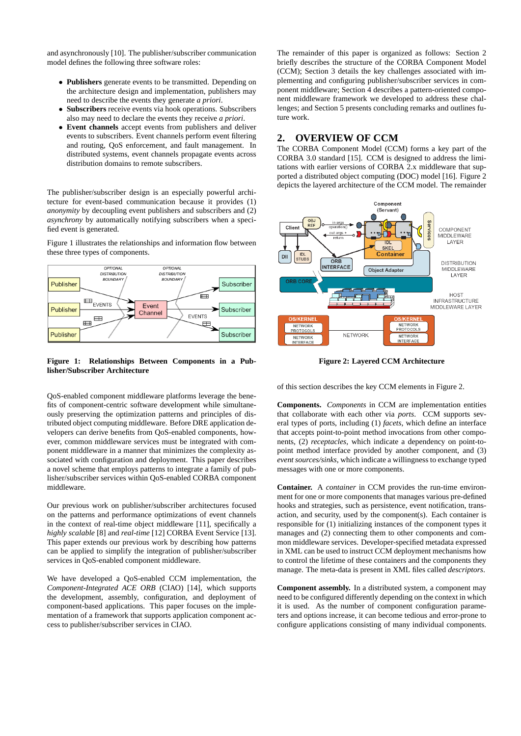and asynchronously [10]. The publisher/subscriber communication model defines the following three software roles:

- **Publishers** generate events to be transmitted. Depending on the architecture design and implementation, publishers may need to describe the events they generate *a priori*.
- **Subscribers** receive events via hook operations. Subscribers also may need to declare the events they receive *a priori*.
- **Event channels** accept events from publishers and deliver events to subscribers. Event channels perform event filtering and routing, QoS enforcement, and fault management. In distributed systems, event channels propagate events across distribution domains to remote subscribers.

The publisher/subscriber design is an especially powerful architecture for event-based communication because it provides (1) *anonymity* by decoupling event publishers and subscribers and (2) *asynchrony* by automatically notifying subscribers when a specified event is generated.

Figure 1 illustrates the relationships and information flow between these three types of components.

**Figure 1: Relationships Between Components in a Publisher/Subscriber Architecture**

QoS-enabled component middleware platforms leverage the benefits of component-centric software development while simultaneously preserving the optimization patterns and principles of distributed object computing middleware. Before DRE application developers can derive benefits from QoS-enabled components, however, common middleware services must be integrated with component middleware in a manner that minimizes the complexity associated with configuration and deployment. This paper describes a novel scheme that employs patterns to integrate a family of publisher/subscriber services within QoS-enabled CORBA component middleware.

Our previous work on publisher/subscriber architectures focused on the patterns and performance optimizations of event channels in the context of real-time object middleware [11], specifically a *highly scalable* [8] and *real-time* [12] CORBA Event Service [13]. This paper extends our previous work by describing how patterns can be applied to simplify the integration of publisher/subscriber services in QoS-enabled component middleware.

We have developed a QoS-enabled CCM implementation, the *Component-Integrated ACE ORB* (CIAO) [14], which supports the development, assembly, configuration, and deployment of component-based applications. This paper focuses on the implementation of a framework that supports application component access to publisher/subscriber services in CIAO.

The remainder of this paper is organized as follows: Section 2 briefly describes the structure of the CORBA Component Model (CCM); Section 3 details the key challenges associated with implementing and configuring publisher/subscriber services in component middleware; Section 4 describes a pattern-oriented component middleware framework we developed to address these challenges; and Section 5 presents concluding remarks and outlines future work.

## 2. OVERVIEW OF CCM

The CORBA Component Model (CCM) forms a key part of the CORBA 3.0 standard [15]. CCM is designed to address the limitations with earlier versions of CORBA 2.x middleware that supported a distributed object computing (DOC) model [16]. Figure 2 depicts the layered architecture of the CCM model. The remainder of this section describes the key CCM elements in Figure 2.

**Figure 2: Layered CCM Architecture**

**Components.** *Components* in CCM are implementation entities that collaborate with each other via *ports*. CCM supports several types of ports, including (1) *facets*, which define an interface that accepts point-to-point method invocations from other components, (2) *receptacles*, which indicate a dependency on point-to-point method interface provided by another component, and (3) *event sources/sinks*, which indicate a willingness to exchange typed messages with one or more components.

**Container.** A *container* in CCM provides the run-time environment for one or more components that manages various pre-defined hooks and strategies, such as persistence, event notification, transaction, and security, used by the component(s). Each container is responsible for (1) initializing instances of the component types it manages and (2) connecting them to other components and common middleware services. Developer-specified metadata expressed in XML can be used to instruct CCM deployment mechanisms how to control the lifetime of these containers and the components they manage. The meta-data is present in XML files called *descriptors*.

**Component assembly.** In a distributed system, a component may need to be configured differently depending on the context in which it is used. As the number of component configuration parameters and options increase, it can become tedious and error-prone to configure applications consisting of many individual components.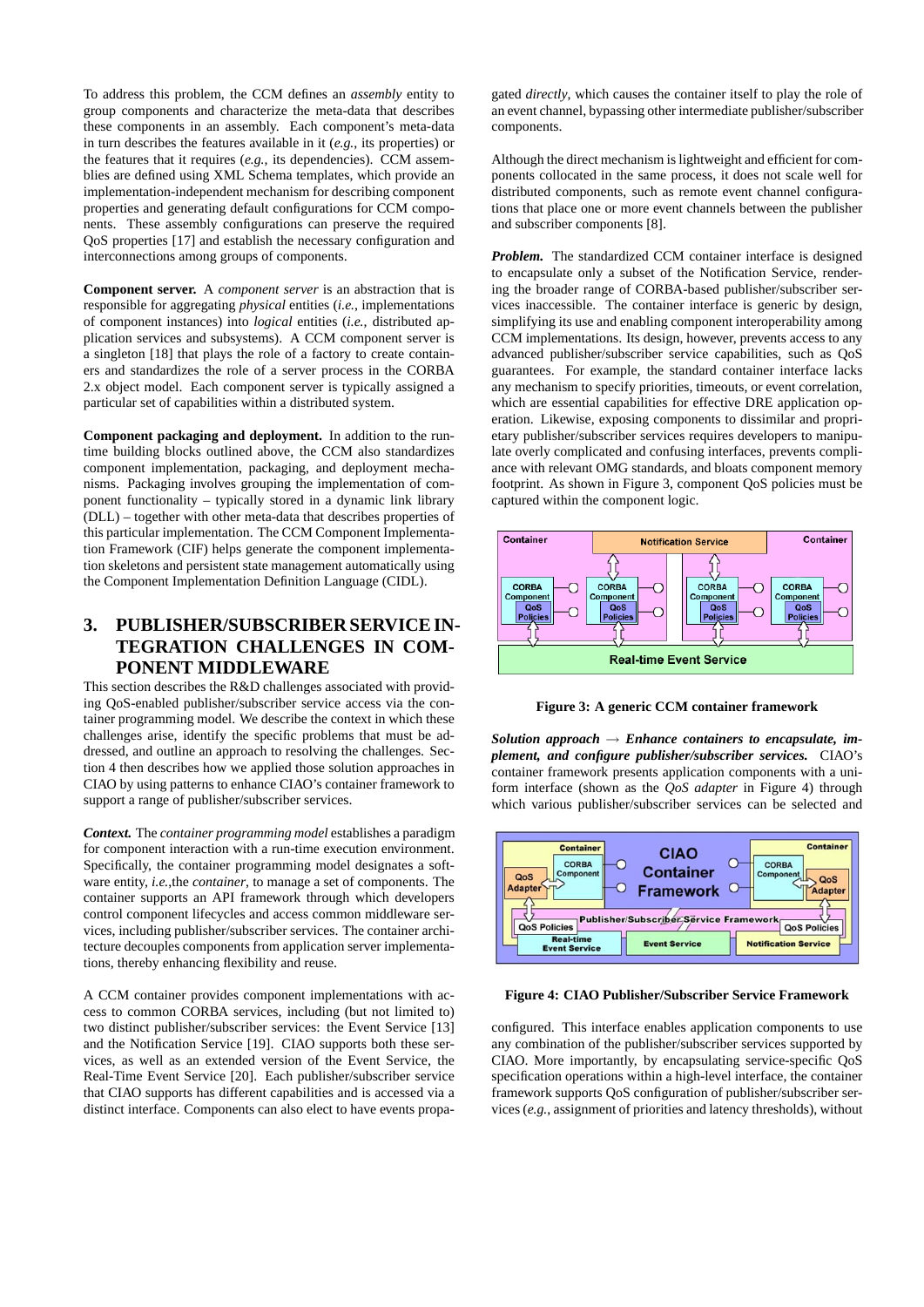To address this problem, the CCM defines an *assembly* entity to group components and characterize the meta-data that describes these components in an assembly. Each component's meta-data in turn describes the features available in it (*e.g.*, its properties) or the features that it requires (*e.g.*, its dependencies). CCM assemblies are defined using XML Schema templates, which provide an implementation-independent mechanism for describing component properties and generating default configurations for CCM components. These assembly configurations can preserve the required QoS properties [17] and establish the necessary configuration and interconnections among groups of components.

**Component server.** A *component server* is an abstraction that is responsible for aggregating *physical* entities (*i.e.*, implementations of component instances) into *logical* entities (*i.e.*, distributed application services and subsystems). A CCM component server is a singleton [18] that plays the role of a factory to create containers and standardizes the role of a server process in the CORBA 2.x object model. Each component server is typically assigned a particular set of capabilities within a distributed system.

**Component packaging and deployment.** In addition to the runtime building blocks outlined above, the CCM also standardizes component implementation, packaging, and deployment mechanisms. Packaging involves grouping the implementation of component functionality – typically stored in a dynamic link library (DLL) – together with other meta-data that describes properties of this particular implementation. The CCM Component Implementation Framework (CIF) helps generate the component implementation skeletons and persistent state management automatically using the Component Implementation Definition Language (CIDL).

## 3. PUBLISHER/SUBSCRIBER SERVICE INTEGRATION CHALLENGES IN COMPONENT MIDDLEWARE

This section describes the R&D challenges associated with providing QoS-enabled publisher/subscriber service access via the container programming model. We describe the context in which these challenges arise, identify the specific problems that must be addressed, and outline an approach to resolving the challenges. Section 4 then describes how we applied those solution approaches in CIAO by using patterns to enhance CIAO's container framework to support a range of publisher/subscriber services.

***Context.*** The *container programming model* establishes a paradigm for component interaction with a run-time execution environment. Specifically, the container programming model designates a software entity, *i.e.*,the *container*, to manage a set of components. The container supports an API framework through which developers control component lifecycles and access common middleware services, including publisher/subscriber services. The container architecture decouples components from application server implementations, thereby enhancing flexibility and reuse.

A CCM container provides component implementations with access to common CORBA services, including (but not limited to) two distinct publisher/subscriber services: the Event Service [13] and the Notification Service [19]. CIAO supports both these services, as well as an extended version of the Event Service, the Real-Time Event Service [20]. Each publisher/subscriber service that CIAO supports has different capabilities and is accessed via a distinct interface. Components can also elect to have events propagated *directly*, which causes the container itself to play the role of an event channel, bypassing other intermediate publisher/subscriber components.

Although the direct mechanism is lightweight and efficient for components collocated in the same process, it does not scale well for distributed components, such as remote event channel configurations that place one or more event channels between the publisher and subscriber components [8].

***Problem.*** The standardized CCM container interface is designed to encapsulate only a subset of the Notification Service, rendering the broader range of CORBA-based publisher/subscriber services inaccessible. The container interface is generic by design, simplifying its use and enabling component interoperability among CCM implementations. Its design, however, prevents access to any advanced publisher/subscriber service capabilities, such as QoS guarantees. For example, the standard container interface lacks any mechanism to specify priorities, timeouts, or event correlation, which are essential capabilities for effective DRE application operation. Likewise, exposing components to dissimilar and proprietary publisher/subscriber services requires developers to manipulate overly complicated and confusing interfaces, prevents compliance with relevant OMG standards, and bloats component memory footprint. As shown in Figure 3, component QoS policies must be captured within the component logic.

**Figure 3: A generic CCM container framework**

***Solution approach → Enhance containers to encapsulate, implement, and configure publisher/subscriber services.*** CIAO's container framework presents application components with a uniform interface (shown as the *QoS adapter* in Figure 4) through which various publisher/subscriber services can be selected and configured. This interface enables application components to use any combination of the publisher/subscriber services supported by CIAO. More importantly, by encapsulating service-specific QoS specification operations within a high-level interface, the container framework supports QoS configuration of publisher/subscriber services (*e.g.*, assignment of priorities and latency thresholds), without

**Figure 4: CIAO Publisher/Subscriber Service Framework**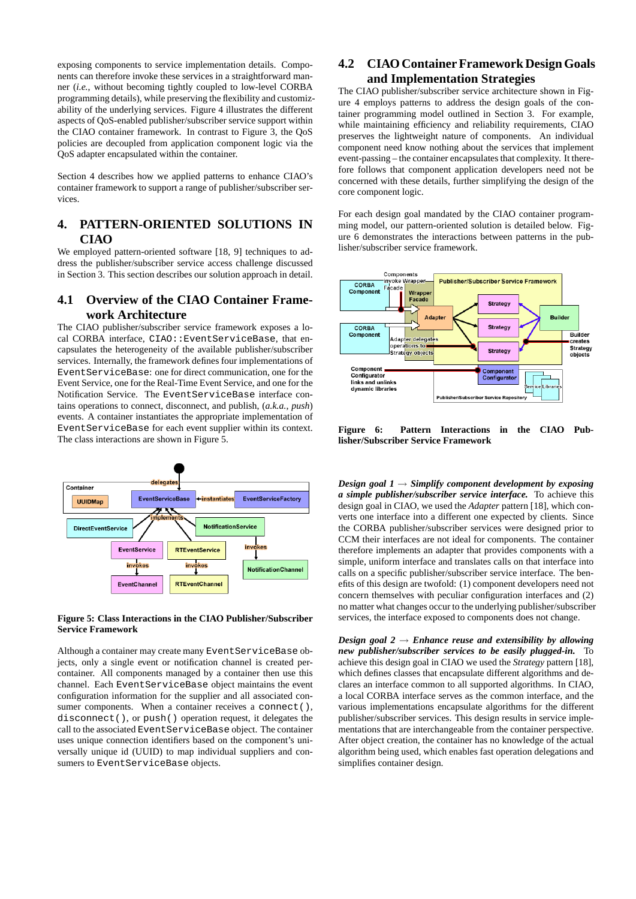exposing components to service implementation details. Components can therefore invoke these services in a straightforward manner (*i.e.*, without becoming tightly coupled to low-level CORBA programming details), while preserving the flexibility and customizability of the underlying services. Figure 4 illustrates the different aspects of QoS-enabled publisher/subscriber service support within the CIAO container framework. In contrast to Figure 3, the QoS policies are decoupled from application component logic via the QoS adapter encapsulated within the container.

Section 4 describes how we applied patterns to enhance CIAO's container framework to support a range of publisher/subscriber services.

# 4. PATTERN-ORIENTED SOLUTIONS IN CIAO

We employed pattern-oriented software [18, 9] techniques to address the publisher/subscriber service access challenge discussed in Section 3. This section describes our solution approach in detail.

## 4.1 Overview of the CIAO Container Framework Architecture

The CIAO publisher/subscriber service framework exposes a local CORBA interface, `CIAO::EventServiceBase`, that encapsulates the heterogeneity of the available publisher/subscriber services. Internally, the framework defines four implementations of `EventServiceBase`: one for direct communication, one for the Event Service, one for the Real-Time Event Service, and one for the Notification Service. The `EventServiceBase` interface contains operations to connect, disconnect, and publish, (*a.k.a., push*) events. A container instantiates the appropriate implementation of `EventServiceBase` for each event supplier within its context. The class interactions are shown in Figure 5.

**Figure 5: Class Interactions in the CIAO Publisher/Subscriber Service Framework**

Although a container may create many `EventServiceBase` objects, only a single event or notification channel is created per-container. All components managed by a container then use this channel. Each `EventServiceBase` object maintains the event configuration information for the supplier and all associated consumer components. When a container receives a `connect()`, `disconnect()`, or `push()` operation request, it delegates the call to the associated `EventServiceBase` object. The container uses unique connection identifiers based on the component's universally unique id (UUID) to map individual suppliers and consumers to `EventServiceBase` objects.

## 4.2 CIAO Container Framework Design Goals and Implementation Strategies

The CIAO publisher/subscriber service architecture shown in Figure 4 employs patterns to address the design goals of the container programming model outlined in Section 3. For example, while maintaining efficiency and reliability requirements, CIAO preserves the lightweight nature of components. An individual component need know nothing about the services that implement event-passing – the container encapsulates that complexity. It therefore follows that component application developers need not be concerned with these details, further simplifying the design of the core component logic.

For each design goal mandated by the CIAO container programming model, our pattern-oriented solution is detailed below. Figure 6 demonstrates the interactions between patterns in the publisher/subscriber service framework.

**Figure 6: Pattern Interactions in the CIAO Publisher/Subscriber Service Framework**

***Design goal 1*** $\rightarrow$ ***Simplify component development by exposing a simple publisher/subscriber service interface.*** To achieve this design goal in CIAO, we used the *Adapter* pattern [18], which converts one interface into a different one expected by clients. Since the CORBA publisher/subscriber services were designed prior to CCM their interfaces are not ideal for components. The container therefore implements an adapter that provides components with a simple, uniform interface and translates calls on that interface into calls on a specific publisher/subscriber service interface. The benefits of this design are twofold: (1) component developers need not concern themselves with peculiar configuration interfaces and (2) no matter what changes occur to the underlying publisher/subscriber services, the interface exposed to components does not change.

***Design goal 2*** $\rightarrow$ ***Enhance reuse and extensibility by allowing new publisher/subscriber services to be easily plugged-in.*** To achieve this design goal in CIAO we used the *Strategy* pattern [18], which defines classes that encapsulate different algorithms and declares an interface common to all supported algorithms. In CIAO, a local CORBA interface serves as the common interface, and the various implementations encapsulate algorithms for the different publisher/subscriber services. This design results in service implementations that are interchangeable from the container perspective. After object creation, the container has no knowledge of the actual algorithm being used, which enables fast operation delegations and simplifies container design.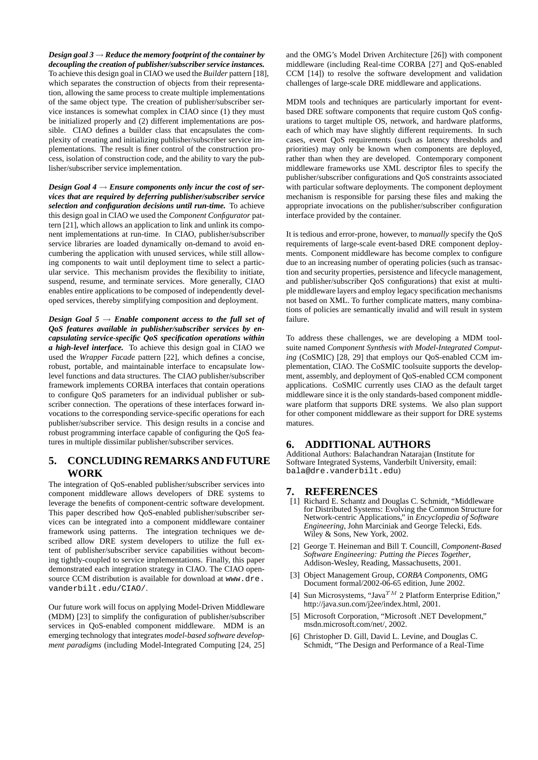***Design goal 3 → Reduce the memory footprint of the container by decoupling the creation of publisher/subscriber service instances.*** To achieve this design goal in CIAO we used the *Builder* pattern [18], which separates the construction of objects from their representation, allowing the same process to create multiple implementations of the same object type. The creation of publisher/subscriber service instances is somewhat complex in CIAO since (1) they must be initialized properly and (2) different implementations are possible. CIAO defines a builder class that encapsulates the complexity of creating and initializing publisher/subscriber service implementations. The result is finer control of the construction process, isolation of construction code, and the ability to vary the publisher/subscriber service implementation.

***Design Goal 4 → Ensure components only incur the cost of services that are required by deferring publisher/subscriber service selection and configuration decisions until run-time.*** To achieve this design goal in CIAO we used the *Component Configurator* pattern [21], which allows an application to link and unlink its component implementations at run-time. In CIAO, publisher/subscriber service libraries are loaded dynamically on-demand to avoid encumbering the application with unused services, while still allowing components to wait until deployment time to select a particular service. This mechanism provides the flexibility to initiate, suspend, resume, and terminate services. More generally, CIAO enables entire applications to be composed of independently developed services, thereby simplifying composition and deployment.

***Design Goal 5 → Enable component access to the full set of QoS features available in publisher/subscriber services by encapsulating service-specific QoS specification operations within a high-level interface.*** To achieve this design goal in CIAO we used the *Wrapper Facade* pattern [22], which defines a concise, robust, portable, and maintainable interface to encapsulate low-level functions and data structures. The CIAO publisher/subscriber framework implements CORBA interfaces that contain operations to configure QoS parameters for an individual publisher or subscriber connection. The operations of these interfaces forward invocations to the corresponding service-specific operations for each publisher/subscriber service. This design results in a concise and robust programming interface capable of configuring the QoS features in multiple dissimilar publisher/subscriber services.

# 5. CONCLUDING REMARKS AND FUTURE WORK

The integration of QoS-enabled publisher/subscriber services into component middleware allows developers of DRE systems to leverage the benefits of component-centric software development. This paper described how QoS-enabled publisher/subscriber services can be integrated into a component middleware container framework using patterns. The integration techniques we described allow DRE system developers to utilize the full extent of publisher/subscriber service capabilities without becoming tightly-coupled to service implementations. Finally, this paper demonstrated each integration strategy in CIAO. The CIAO open-source CCM distribution is available for download at `www.dre.vanderbilt.edu/CIAO/`.

Our future work will focus on applying Model-Driven Middleware (MDM) [23] to simplify the configuration of publisher/subscriber services in QoS-enabled component middleware. MDM is an emerging technology that integrates *model-based software development paradigms* (including Model-Integrated Computing [24, 25] and the OMG's Model Driven Architecture [26]) with component middleware (including Real-time CORBA [27] and QoS-enabled CCM [14]) to resolve the software development and validation challenges of large-scale DRE middleware and applications.

MDM tools and techniques are particularly important for event-based DRE software components that require custom QoS configurations to target multiple OS, network, and hardware platforms, each of which may have slightly different requirements. In such cases, event QoS requirements (such as latency thresholds and priorities) may only be known when components are deployed, rather than when they are developed. Contemporary component middleware frameworks use XML descriptor files to specify the publisher/subscriber configurations and QoS constraints associated with particular software deployments. The component deployment mechanism is responsible for parsing these files and making the appropriate invocations on the publisher/subscriber configuration interface provided by the container.

It is tedious and error-prone, however, to *manually* specify the QoS requirements of large-scale event-based DRE component deployments. Component middleware has become complex to configure due to an increasing number of operating policies (such as transaction and security properties, persistence and lifecycle management, and publisher/subscriber QoS configurations) that exist at multiple middleware layers and employ legacy specification mechanisms not based on XML. To further complicate matters, many combinations of policies are semantically invalid and will result in system failure.

To address these challenges, we are developing a MDM toolsuite named *Component Synthesis with Model-Integrated Computing* (CoSMIC) [28, 29] that employs our QoS-enabled CCM implementation, CIAO. The CoSMIC toolsuite supports the development, assembly, and deployment of QoS-enabled CCM component applications. CoSMIC currently uses CIAO as the default target middleware since it is the only standards-based component middleware platform that supports DRE systems. We also plan support for other component middleware as their support for DRE systems matures.

# 6. ADDITIONAL AUTHORS

Additional Authors: Balachandran Natarajan (Institute for Software Integrated Systems, Vanderbilt University, email: `bala@dre.vanderbilt.edu`)

# 7. REFERENCES

[1] Richard E. Schantz and Douglas C. Schmidt, "Middleware for Distributed Systems: Evolving the Common Structure for Network-centric Applications," in *Encyclopedia of Software Engineering*, John Marciniak and George Telecki, Eds. Wiley & Sons, New York, 2002.

[2] George T. Heineman and Bill T. Councill, *Component-Based Software Engineering: Putting the Pieces Together*, Addison-Wesley, Reading, Massachusetts, 2001.

[3] Object Management Group, *CORBA Components*, OMG Document formal/2002-06-65 edition, June 2002.

[4] Sun Microsystems, "Java$^{TM}$ 2 Platform Enterprise Edition," http://java.sun.com/j2ee/index.html, 2001.

[5] Microsoft Corporation, "Microsoft .NET Development," msdn.microsoft.com/net/, 2002.

[6] Christopher D. Gill, David L. Levine, and Douglas C. Schmidt, "The Design and Performance of a Real-Time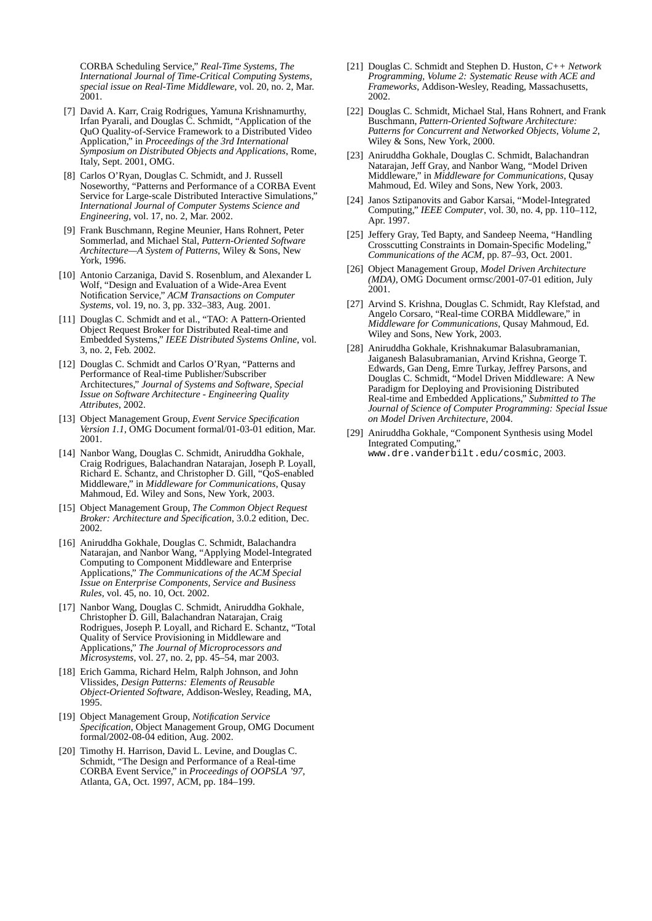CORBA Scheduling Service," *Real-Time Systems, The International Journal of Time-Critical Computing Systems, special issue on Real-Time Middleware*, vol. 20, no. 2, Mar. 2001.

[7] David A. Karr, Craig Rodrigues, Yamuna Krishnamurthy, Irfan Pyarali, and Douglas C. Schmidt, "Application of the QuO Quality-of-Service Framework to a Distributed Video Application," in *Proceedings of the 3rd International Symposium on Distributed Objects and Applications*, Rome, Italy, Sept. 2001, OMG.

[8] Carlos O'Ryan, Douglas C. Schmidt, and J. Russell Noseworthy, "Patterns and Performance of a CORBA Event Service for Large-scale Distributed Interactive Simulations," *International Journal of Computer Systems Science and Engineering*, vol. 17, no. 2, Mar. 2002.

[9] Frank Buschmann, Regine Meunier, Hans Rohnert, Peter Sommerlad, and Michael Stal, *Pattern-Oriented Software Architecture—A System of Patterns*, Wiley & Sons, New York, 1996.

[10] Antonio Carzaniga, David S. Rosenblum, and Alexander L Wolf, "Design and Evaluation of a Wide-Area Event Notification Service," *ACM Transactions on Computer Systems*, vol. 19, no. 3, pp. 332–383, Aug. 2001.

[11] Douglas C. Schmidt and et al., "TAO: A Pattern-Oriented Object Request Broker for Distributed Real-time and Embedded Systems," *IEEE Distributed Systems Online*, vol. 3, no. 2, Feb. 2002.

[12] Douglas C. Schmidt and Carlos O'Ryan, "Patterns and Performance of Real-time Publisher/Subscriber Architectures," *Journal of Systems and Software, Special Issue on Software Architecture - Engineering Quality Attributes*, 2002.

[13] Object Management Group, *Event Service Specification Version 1.1*, OMG Document formal/01-03-01 edition, Mar. 2001.

[14] Nanbor Wang, Douglas C. Schmidt, Aniruddha Gokhale, Craig Rodrigues, Balachandran Natarajan, Joseph P. Loyall, Richard E. Schantz, and Christopher D. Gill, "QoS-enabled Middleware," in *Middleware for Communications*, Qusay Mahmoud, Ed. Wiley and Sons, New York, 2003.

[15] Object Management Group, *The Common Object Request Broker: Architecture and Specification*, 3.0.2 edition, Dec. 2002.

[16] Aniruddha Gokhale, Douglas C. Schmidt, Balachandra Natarajan, and Nanbor Wang, "Applying Model-Integrated Computing to Component Middleware and Enterprise Applications," *The Communications of the ACM Special Issue on Enterprise Components, Service and Business Rules*, vol. 45, no. 10, Oct. 2002.

[17] Nanbor Wang, Douglas C. Schmidt, Aniruddha Gokhale, Christopher D. Gill, Balachandran Natarajan, Craig Rodrigues, Joseph P. Loyall, and Richard E. Schantz, "Total Quality of Service Provisioning in Middleware and Applications," *The Journal of Microprocessors and Microsystems*, vol. 27, no. 2, pp. 45–54, mar 2003.

[18] Erich Gamma, Richard Helm, Ralph Johnson, and John Vlissides, *Design Patterns: Elements of Reusable Object-Oriented Software*, Addison-Wesley, Reading, MA, 1995.

[19] Object Management Group, *Notification Service Specification*, Object Management Group, OMG Document formal/2002-08-04 edition, Aug. 2002.

[20] Timothy H. Harrison, David L. Levine, and Douglas C. Schmidt, "The Design and Performance of a Real-time CORBA Event Service," in *Proceedings of OOPSLA '97*, Atlanta, GA, Oct. 1997, ACM, pp. 184–199.

[21] Douglas C. Schmidt and Stephen D. Huston, *C++ Network Programming, Volume 2: Systematic Reuse with ACE and Frameworks*, Addison-Wesley, Reading, Massachusetts, 2002.

[22] Douglas C. Schmidt, Michael Stal, Hans Rohnert, and Frank Buschmann, *Pattern-Oriented Software Architecture: Patterns for Concurrent and Networked Objects, Volume 2*, Wiley & Sons, New York, 2000.

[23] Aniruddha Gokhale, Douglas C. Schmidt, Balachandran Natarajan, Jeff Gray, and Nanbor Wang, "Model Driven Middleware," in *Middleware for Communications*, Qusay Mahmoud, Ed. Wiley and Sons, New York, 2003.

[24] Janos Sztipanovits and Gabor Karsai, "Model-Integrated Computing," *IEEE Computer*, vol. 30, no. 4, pp. 110–112, Apr. 1997.

[25] Jeffery Gray, Ted Bapty, and Sandeep Neema, "Handling Crosscutting Constraints in Domain-Specific Modeling," *Communications of the ACM*, pp. 87–93, Oct. 2001.

[26] Object Management Group, *Model Driven Architecture (MDA)*, OMG Document ormsc/2001-07-01 edition, July 2001.

[27] Arvind S. Krishna, Douglas C. Schmidt, Ray Klefstad, and Angelo Corsaro, "Real-time CORBA Middleware," in *Middleware for Communications*, Qusay Mahmoud, Ed. Wiley and Sons, New York, 2003.

[28] Aniruddha Gokhale, Krishnakumar Balasubramanian, Jaiganesh Balasubramanian, Arvind Krishna, George T. Edwards, Gan Deng, Emre Turkay, Jeffrey Parsons, and Douglas C. Schmidt, "Model Driven Middleware: A New Paradigm for Deploying and Provisioning Distributed Real-time and Embedded Applications," *Submitted to The Journal of Science of Computer Programming: Special Issue on Model Driven Architecture*, 2004.

[29] Aniruddha Gokhale, "Component Synthesis using Model Integrated Computing," `www.dre.vanderbilt.edu/cosmic`, 2003.